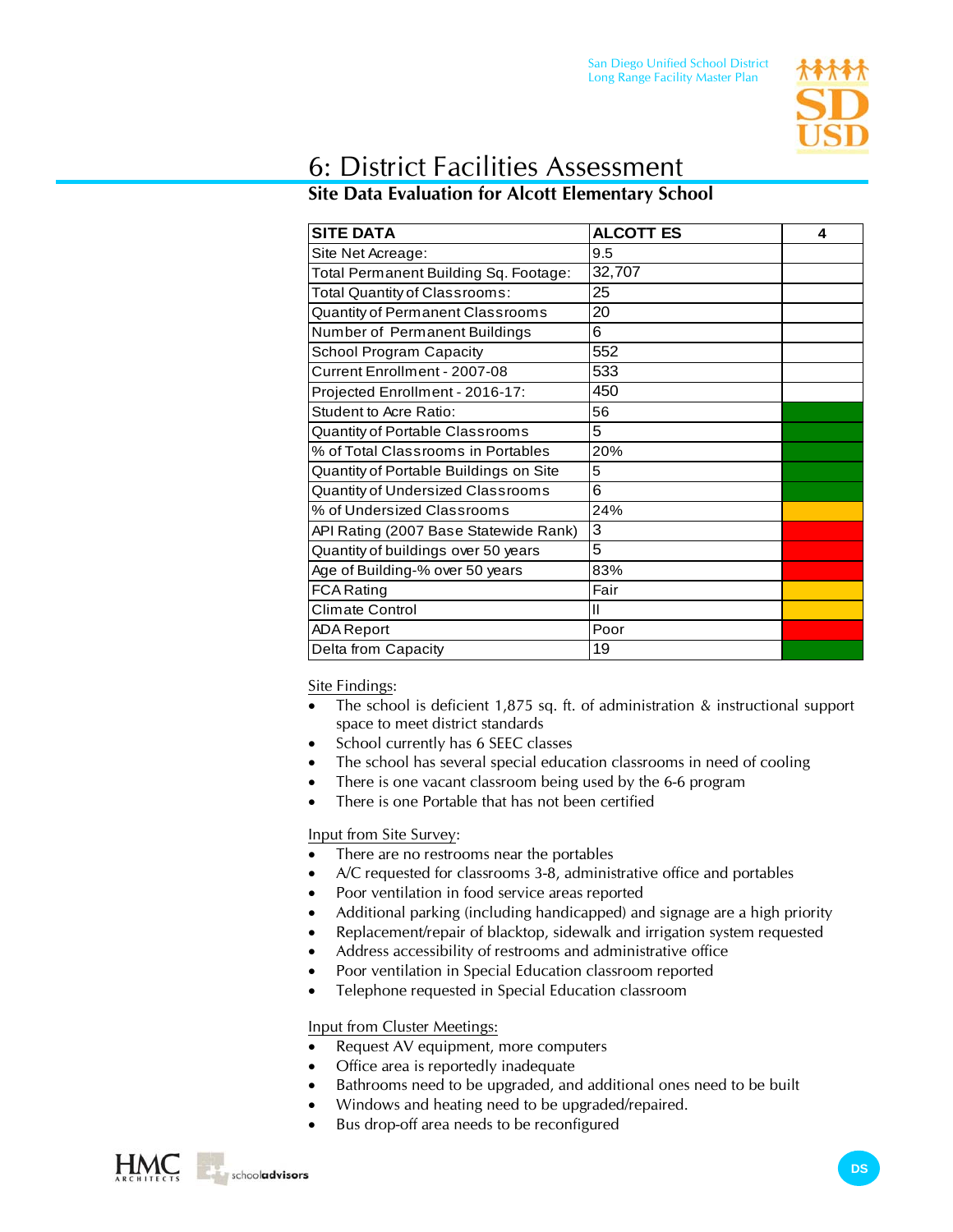# 6: District Facilities Assessment

## Site Data Evaluation for Alcott Elementary School

| SITE DATA | ALCOTT ES | 4 |
|---|---|---|
| Site Net Acreage: | 9.5 | |
| Total Permanent Building Sq. Footage: | 32,707 | |
| Total Quantity of Classrooms: | 25 | |
| Quantity of Permanent Classrooms | 20 | |
| Number of Permanent Buildings | 6 | |
| School Program Capacity | 552 | |
| Current Enrollment - 2007-08 | 533 | |
| Projected Enrollment - 2016-17: | 450 | |
| Student to Acre Ratio: | 56 | |
| Quantity of Portable Classrooms | 5 | |
| % of Total Classrooms in Portables | 20% | |
| Quantity of Portable Buildings on Site | 5 | |
| Quantity of Undersized Classrooms | 6 | |
| % of Undersized Classrooms | 24% | |
| API Rating (2007 Base Statewide Rank) | 3 | |
| Quantity of buildings over 50 years | 5 | |
| Age of Building-% over 50 years | 83% | |
| FCA Rating | Fair | |
| Climate Control | II | |
| ADA Report | Poor | |
| Delta from Capacity | 19 | |

Site Findings:

- The school is deficient 1,875 sq. ft. of administration & instructional support space to meet district standards
- School currently has 6 SEEC classes
- The school has several special education classrooms in need of cooling
- There is one vacant classroom being used by the 6-6 program
- There is one Portable that has not been certified

Input from Site Survey:

- There are no restrooms near the portables
- A/C requested for classrooms 3-8, administrative office and portables
- Poor ventilation in food service areas reported
- Additional parking (including handicapped) and signage are a high priority
- Replacement/repair of blacktop, sidewalk and irrigation system requested
- Address accessibility of restrooms and administrative office
- Poor ventilation in Special Education classroom reported
- Telephone requested in Special Education classroom

Input from Cluster Meetings:

- Request AV equipment, more computers
- Office area is reportedly inadequate
- Bathrooms need to be upgraded, and additional ones need to be built
- Windows and heating need to be upgraded/repaired.
- Bus drop-off area needs to be reconfigured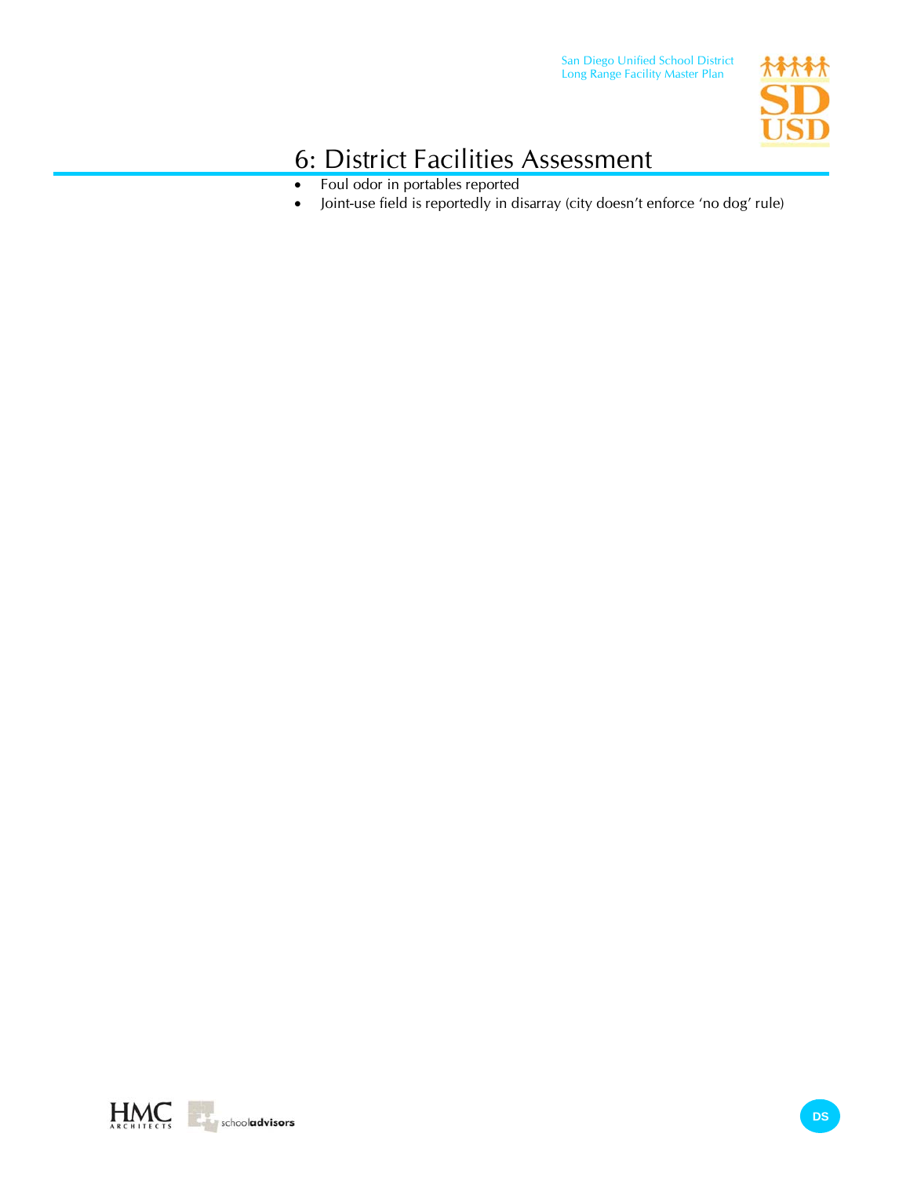# 6: District Facilities Assessment

- Foul odor in portables reported
- Joint-use field is reportedly in disarray (city doesn't enforce 'no dog' rule)